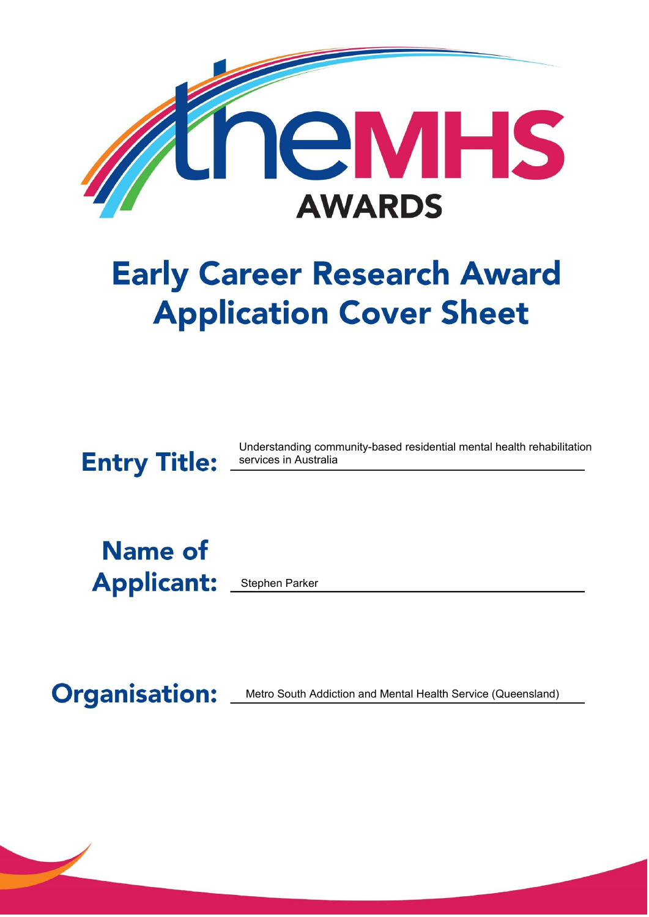# theMHS AWARDS

# Early Career Research Award Application Cover Sheet

**Entry Title:** Understanding community-based residential mental health rehabilitation services in Australia

**Name of Applicant:** Stephen Parker

**Organisation:** Metro South Addiction and Mental Health Service (Queensland)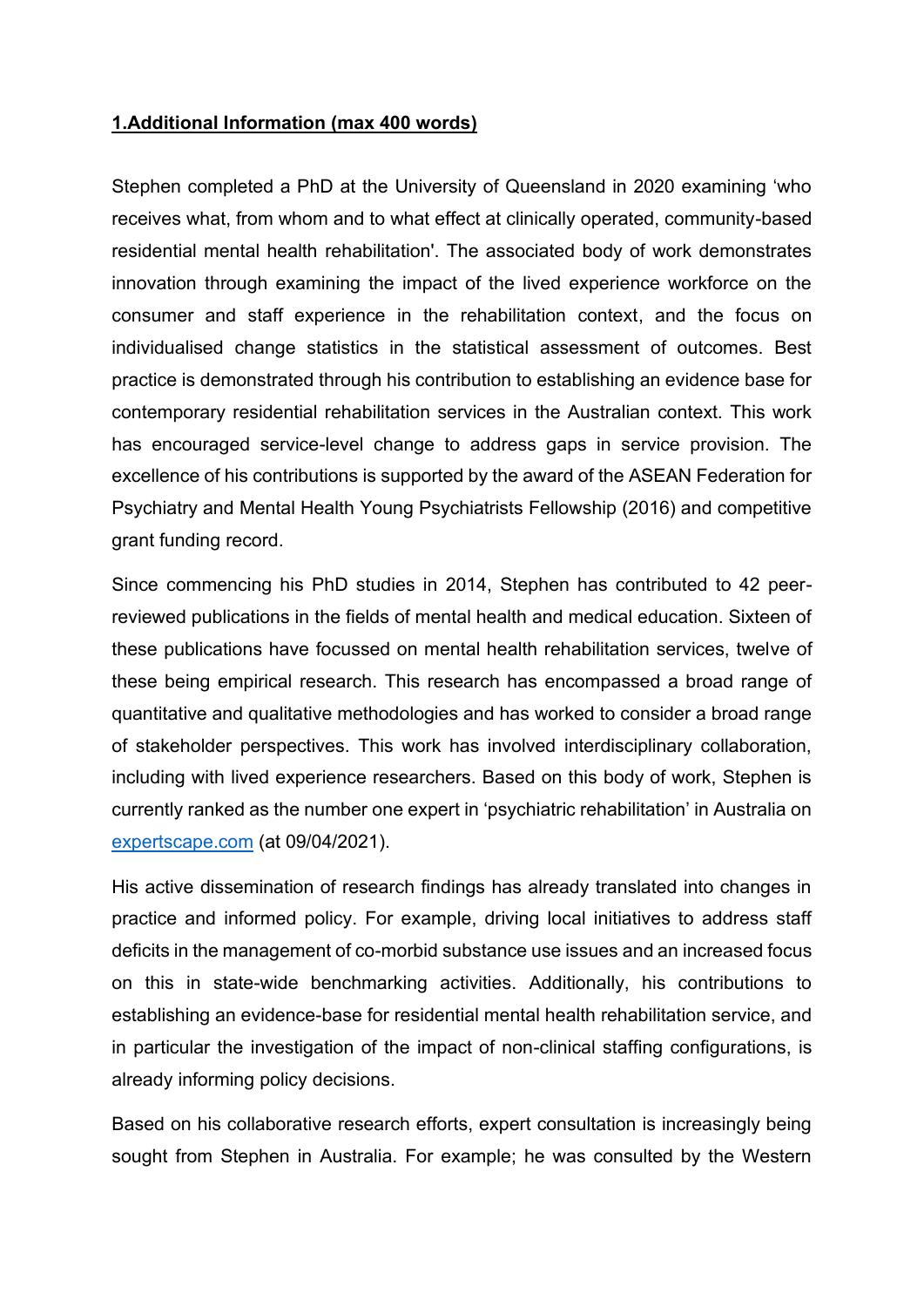## **1.Additional Information (max 400 words)**

Stephen completed a PhD at the University of Queensland in 2020 examining 'who receives what, from whom and to what effect at clinically operated, community-based residential mental health rehabilitation'. The associated body of work demonstrates innovation through examining the impact of the lived experience workforce on the consumer and staff experience in the rehabilitation context, and the focus on individualised change statistics in the statistical assessment of outcomes. Best practice is demonstrated through his contribution to establishing an evidence base for contemporary residential rehabilitation services in the Australian context. This work has encouraged service-level change to address gaps in service provision. The excellence of his contributions is supported by the award of the ASEAN Federation for Psychiatry and Mental Health Young Psychiatrists Fellowship (2016) and competitive grant funding record.

Since commencing his PhD studies in 2014, Stephen has contributed to 42 peer-reviewed publications in the fields of mental health and medical education. Sixteen of these publications have focussed on mental health rehabilitation services, twelve of these being empirical research. This research has encompassed a broad range of quantitative and qualitative methodologies and has worked to consider a broad range of stakeholder perspectives. This work has involved interdisciplinary collaboration, including with lived experience researchers. Based on this body of work, Stephen is currently ranked as the number one expert in 'psychiatric rehabilitation' in Australia on [expertscape.com](expertscape.com) (at 09/04/2021).

His active dissemination of research findings has already translated into changes in practice and informed policy. For example, driving local initiatives to address staff deficits in the management of co-morbid substance use issues and an increased focus on this in state-wide benchmarking activities. Additionally, his contributions to establishing an evidence-base for residential mental health rehabilitation service, and in particular the investigation of the impact of non-clinical staffing configurations, is already informing policy decisions.

Based on his collaborative research efforts, expert consultation is increasingly being sought from Stephen in Australia. For example; he was consulted by the Western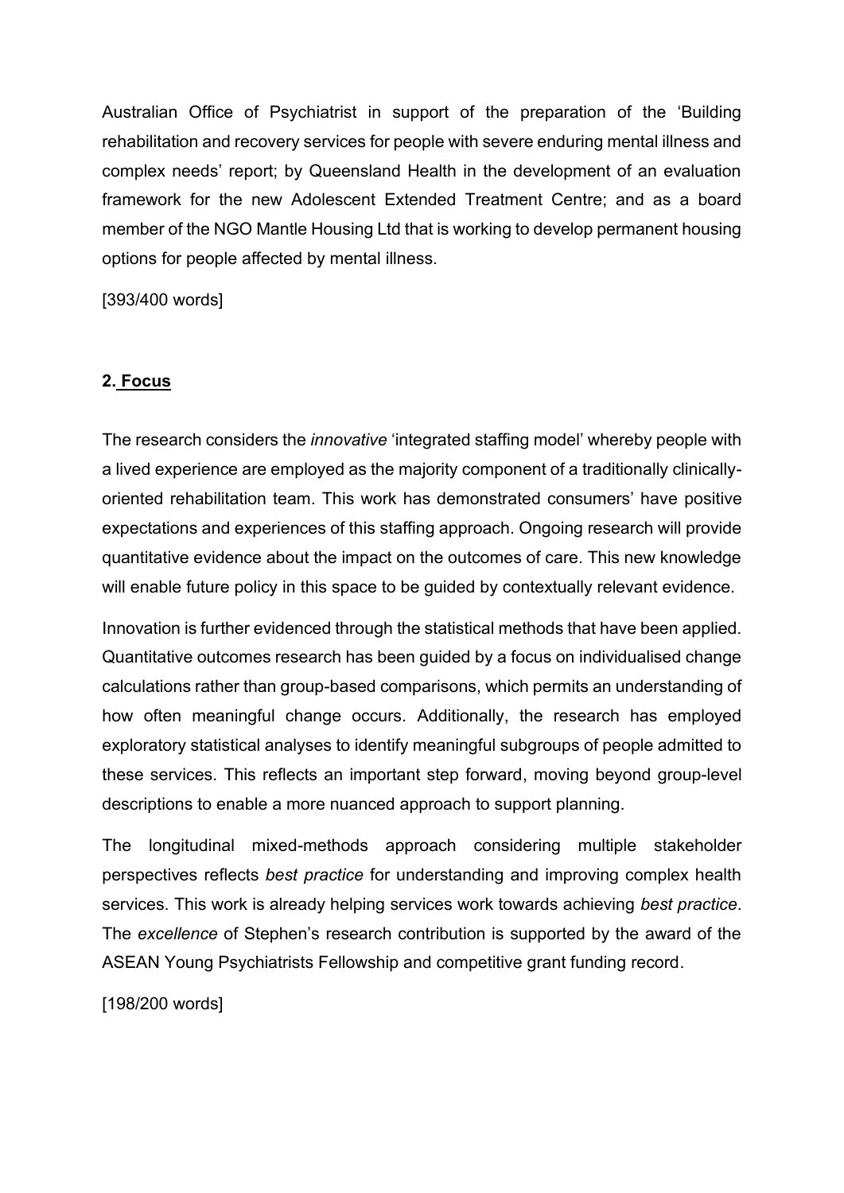Australian Office of Psychiatrist in support of the preparation of the 'Building rehabilitation and recovery services for people with severe enduring mental illness and complex needs' report; by Queensland Health in the development of an evaluation framework for the new Adolescent Extended Treatment Centre; and as a board member of the NGO Mantle Housing Ltd that is working to develop permanent housing options for people affected by mental illness.

[393/400 words]

## 2. Focus

The research considers the *innovative* 'integrated staffing model' whereby people with a lived experience are employed as the majority component of a traditionally clinically-oriented rehabilitation team. This work has demonstrated consumers' have positive expectations and experiences of this staffing approach. Ongoing research will provide quantitative evidence about the impact on the outcomes of care. This new knowledge will enable future policy in this space to be guided by contextually relevant evidence.

Innovation is further evidenced through the statistical methods that have been applied. Quantitative outcomes research has been guided by a focus on individualised change calculations rather than group-based comparisons, which permits an understanding of how often meaningful change occurs. Additionally, the research has employed exploratory statistical analyses to identify meaningful subgroups of people admitted to these services. This reflects an important step forward, moving beyond group-level descriptions to enable a more nuanced approach to support planning.

The longitudinal mixed-methods approach considering multiple stakeholder perspectives reflects *best practice* for understanding and improving complex health services. This work is already helping services work towards achieving *best practice*. The *excellence* of Stephen's research contribution is supported by the award of the ASEAN Young Psychiatrists Fellowship and competitive grant funding record.

[198/200 words]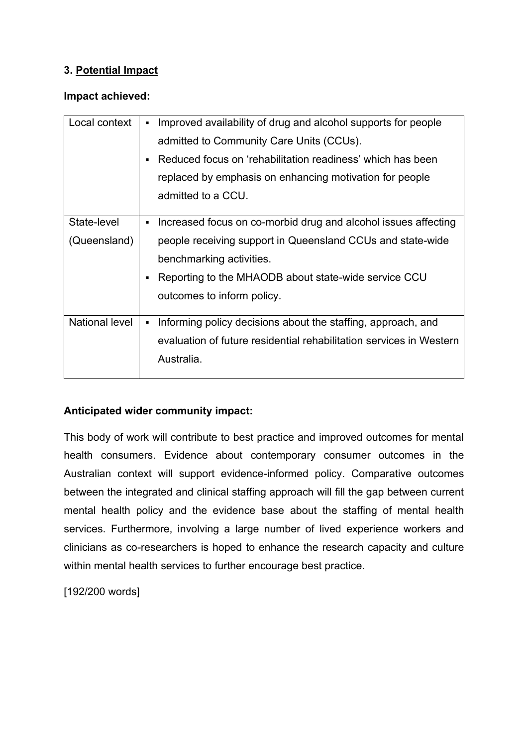### 3. Potential Impact

**Impact achieved:**

| | |
|---|---|
| Local context | ▪ Improved availability of drug and alcohol supports for people admitted to Community Care Units (CCUs).<br>▪ Reduced focus on 'rehabilitation readiness' which has been replaced by emphasis on enhancing motivation for people admitted to a CCU. |
| State-level (Queensland) | ▪ Increased focus on co-morbid drug and alcohol issues affecting people receiving support in Queensland CCUs and state-wide benchmarking activities.<br>▪ Reporting to the MHAODB about state-wide service CCU outcomes to inform policy. |
| National level | ▪ Informing policy decisions about the staffing, approach, and evaluation of future residential rehabilitation services in Western Australia. |

**Anticipated wider community impact:**

This body of work will contribute to best practice and improved outcomes for mental health consumers. Evidence about contemporary consumer outcomes in the Australian context will support evidence-informed policy. Comparative outcomes between the integrated and clinical staffing approach will fill the gap between current mental health policy and the evidence base about the staffing of mental health services. Furthermore, involving a large number of lived experience workers and clinicians as co-researchers is hoped to enhance the research capacity and culture within mental health services to further encourage best practice.

[192/200 words]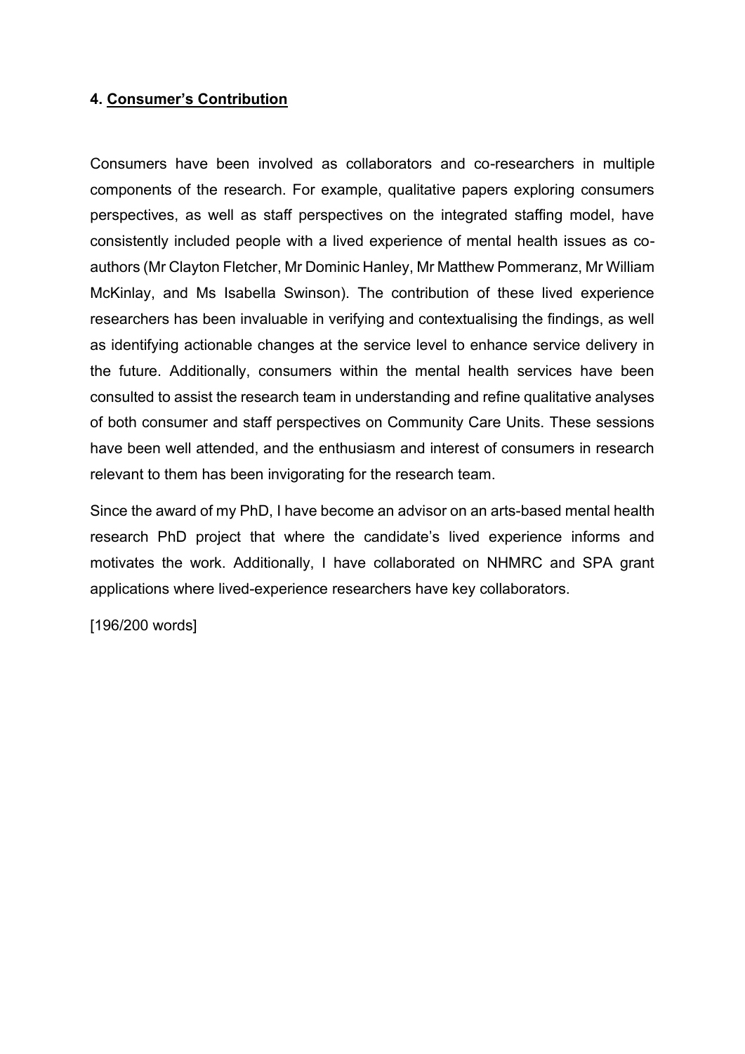### 4. <u>Consumer's Contribution</u>

Consumers have been involved as collaborators and co-researchers in multiple components of the research. For example, qualitative papers exploring consumers perspectives, as well as staff perspectives on the integrated staffing model, have consistently included people with a lived experience of mental health issues as co-authors (Mr Clayton Fletcher, Mr Dominic Hanley, Mr Matthew Pommeranz, Mr William McKinlay, and Ms Isabella Swinson). The contribution of these lived experience researchers has been invaluable in verifying and contextualising the findings, as well as identifying actionable changes at the service level to enhance service delivery in the future. Additionally, consumers within the mental health services have been consulted to assist the research team in understanding and refine qualitative analyses of both consumer and staff perspectives on Community Care Units. These sessions have been well attended, and the enthusiasm and interest of consumers in research relevant to them has been invigorating for the research team.

Since the award of my PhD, I have become an advisor on an arts-based mental health research PhD project that where the candidate's lived experience informs and motivates the work. Additionally, I have collaborated on NHMRC and SPA grant applications where lived-experience researchers have key collaborators.

[196/200 words]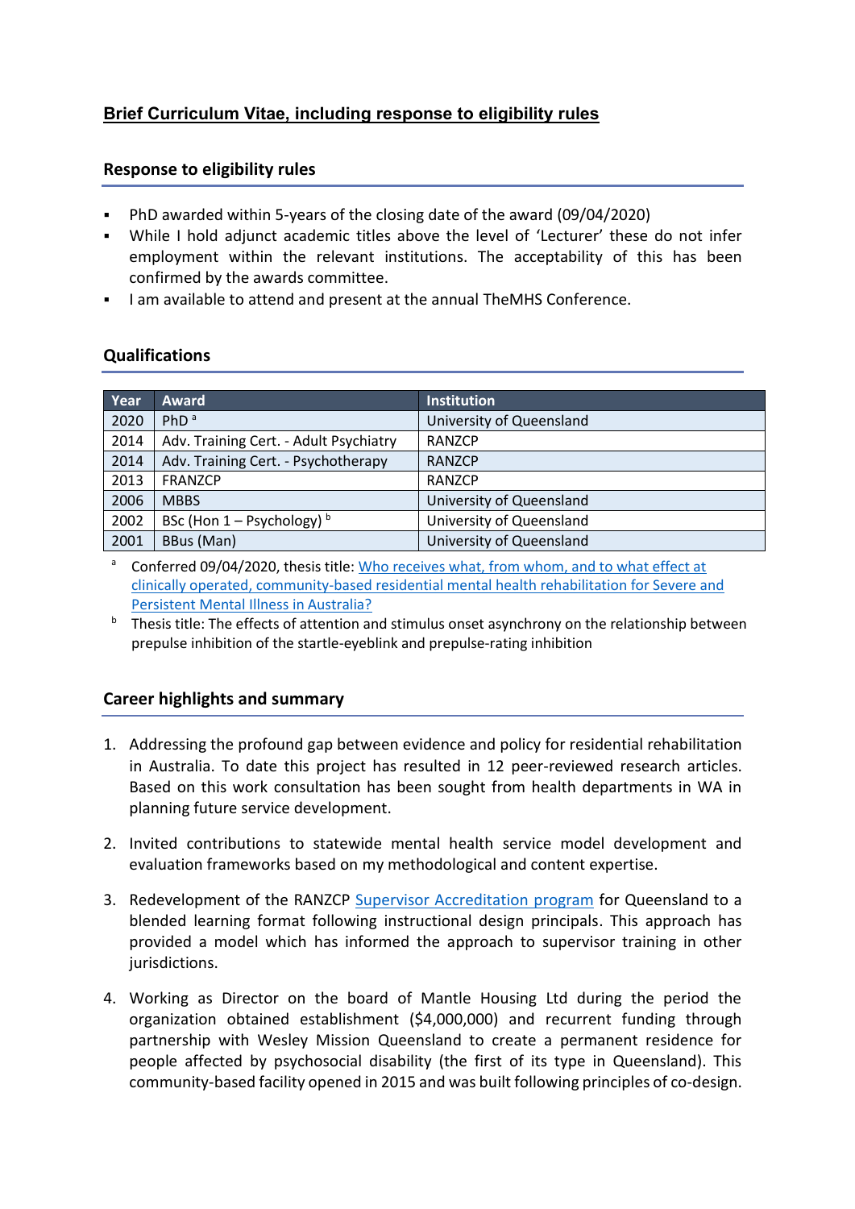## Brief Curriculum Vitae, including response to eligibility rules

### Response to eligibility rules

- PhD awarded within 5-years of the closing date of the award (09/04/2020)
- While I hold adjunct academic titles above the level of 'Lecturer' these do not infer employment within the relevant institutions. The acceptability of this has been confirmed by the awards committee.
- I am available to attend and present at the annual TheMHS Conference.

### Qualifications

| Year | Award | Institution |
|---|---|---|
| 2020 | PhD [a] | University of Queensland |
| 2014 | Adv. Training Cert. - Adult Psychiatry | RANZCP |
| 2014 | Adv. Training Cert. - Psychotherapy | RANZCP |
| 2013 | FRANZCP | RANZCP |
| 2006 | MBBS | University of Queensland |
| 2002 | BSc (Hon 1 – Psychology) [b] | University of Queensland |
| 2001 | BBus (Man) | University of Queensland |

[a] Conferred 09/04/2020, thesis title: Who receives what, from whom, and to what effect at clinically operated, community-based residential mental health rehabilitation for Severe and Persistent Mental Illness in Australia?

[b] Thesis title: The effects of attention and stimulus onset asynchrony on the relationship between prepulse inhibition of the startle-eyeblink and prepulse-rating inhibition

### Career highlights and summary

1. Addressing the profound gap between evidence and policy for residential rehabilitation in Australia. To date this project has resulted in 12 peer-reviewed research articles. Based on this work consultation has been sought from health departments in WA in planning future service development.

2. Invited contributions to statewide mental health service model development and evaluation frameworks based on my methodological and content expertise.

3. Redevelopment of the RANZCP Supervisor Accreditation program for Queensland to a blended learning format following instructional design principals. This approach has provided a model which has informed the approach to supervisor training in other jurisdictions.

4. Working as Director on the board of Mantle Housing Ltd during the period the organization obtained establishment ($4,000,000) and recurrent funding through partnership with Wesley Mission Queensland to create a permanent residence for people affected by psychosocial disability (the first of its type in Queensland). This community-based facility opened in 2015 and was built following principles of co-design.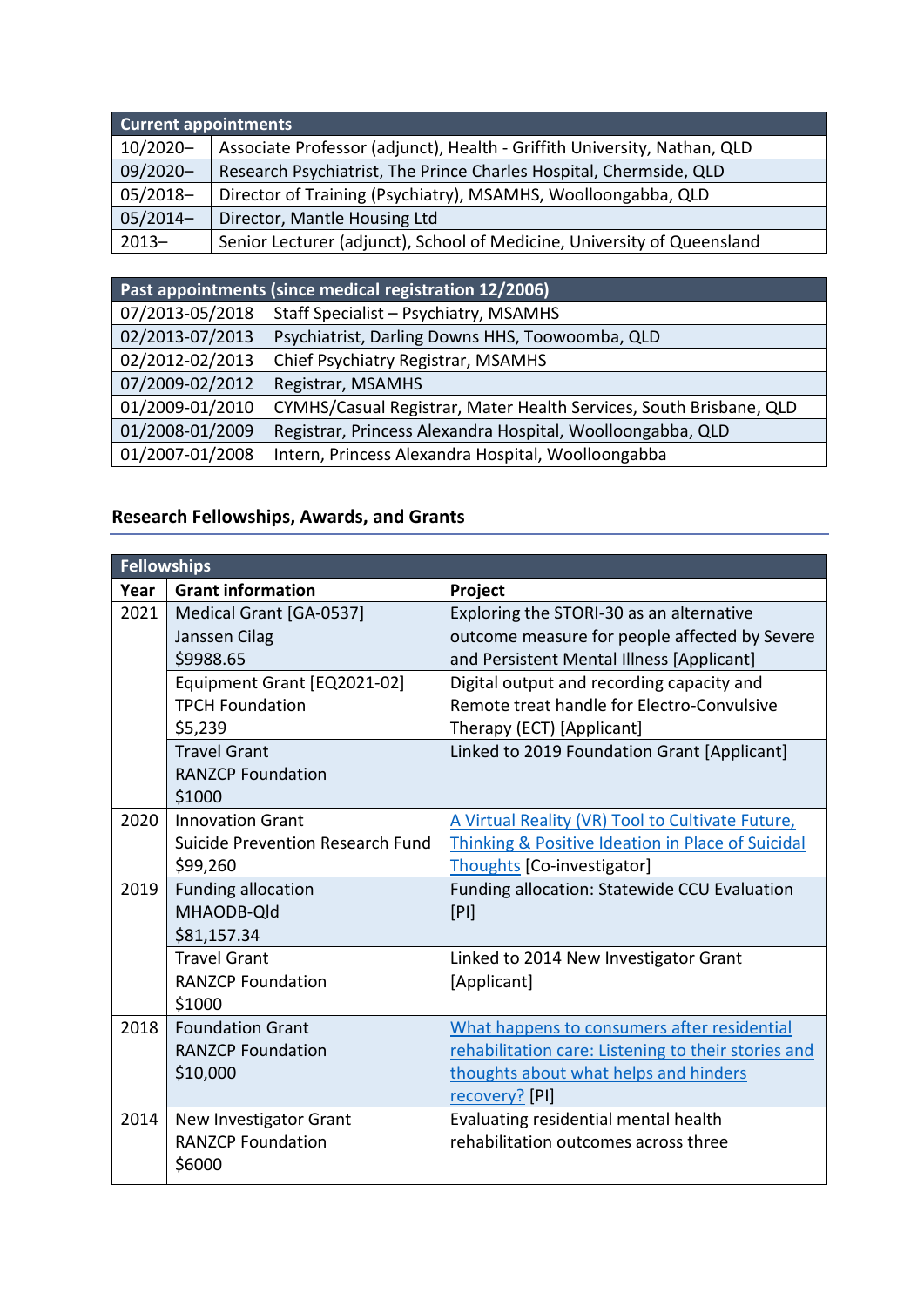| Current appointments | |
|---|---|
| 10/2020– | Associate Professor (adjunct), Health - Griffith University, Nathan, QLD |
| 09/2020– | Research Psychiatrist, The Prince Charles Hospital, Chermside, QLD |
| 05/2018– | Director of Training (Psychiatry), MSAMHS, Woolloongabba, QLD |
| 05/2014– | Director, Mantle Housing Ltd |
| 2013– | Senior Lecturer (adjunct), School of Medicine, University of Queensland |

| Past appointments (since medical registration 12/2006) | |
|---|---|
| 07/2013-05/2018 | Staff Specialist – Psychiatry, MSAMHS |
| 02/2013-07/2013 | Psychiatrist, Darling Downs HHS, Toowoomba, QLD |
| 02/2012-02/2013 | Chief Psychiatry Registrar, MSAMHS |
| 07/2009-02/2012 | Registrar, MSAMHS |
| 01/2009-01/2010 | CYMHS/Casual Registrar, Mater Health Services, South Brisbane, QLD |
| 01/2008-01/2009 | Registrar, Princess Alexandra Hospital, Woolloongabba, QLD |
| 01/2007-01/2008 | Intern, Princess Alexandra Hospital, Woolloongabba |

## Research Fellowships, Awards, and Grants

| Fellowships | | |
|---|---|---|
| **Year** | **Grant information** | **Project** |
| 2021 | Medical Grant [GA-0537]<br>Janssen Cilag<br>$9988.65 | Exploring the STORI-30 as an alternative outcome measure for people affected by Severe and Persistent Mental Illness [Applicant] |
| | Equipment Grant [EQ2021-02]<br>TPCH Foundation<br>$5,239 | Digital output and recording capacity and Remote treat handle for Electro-Convulsive Therapy (ECT) [Applicant] |
| | Travel Grant<br>RANZCP Foundation<br>$1000 | Linked to 2019 Foundation Grant [Applicant] |
| 2020 | Innovation Grant<br>Suicide Prevention Research Fund<br>$99,260 | A Virtual Reality (VR) Tool to Cultivate Future, Thinking & Positive Ideation in Place of Suicidal Thoughts [Co-investigator] |
| 2019 | Funding allocation<br>MHAODB-Qld<br>$81,157.34 | Funding allocation: Statewide CCU Evaluation [PI] |
| | Travel Grant<br>RANZCP Foundation<br>$1000 | Linked to 2014 New Investigator Grant [Applicant] |
| 2018 | Foundation Grant<br>RANZCP Foundation<br>$10,000 | What happens to consumers after residential rehabilitation care: Listening to their stories and thoughts about what helps and hinders recovery? [PI] |
| 2014 | New Investigator Grant<br>RANZCP Foundation<br>$6000 | Evaluating residential mental health rehabilitation outcomes across three |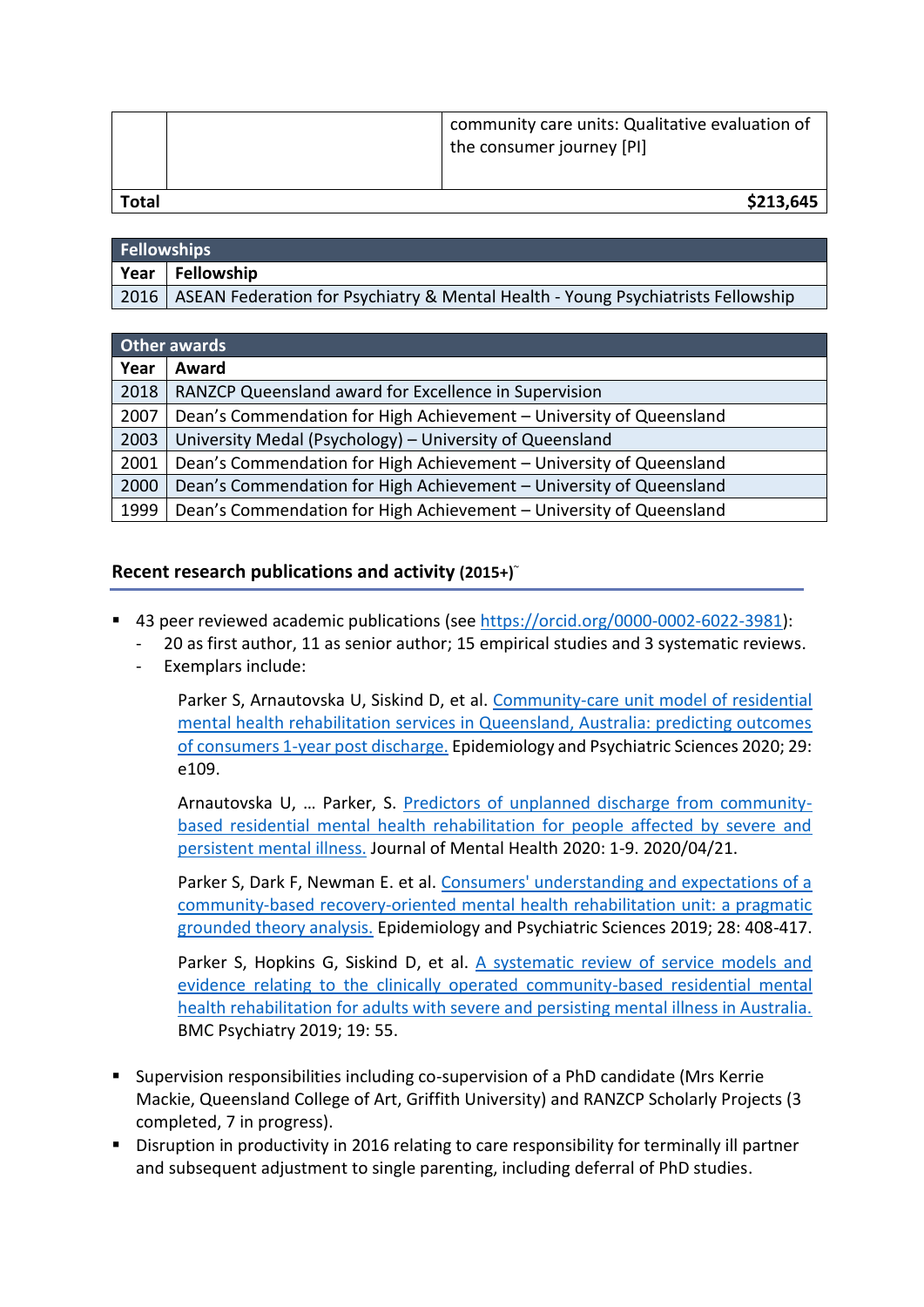| | | community care units: Qualitative evaluation of the consumer journey [PI] |
|---|---|---|
| **Total** | | **$213,645** |

| **Fellowships** | |
|---|---|
| **Year** | **Fellowship** |
| 2016 | ASEAN Federation for Psychiatry & Mental Health - Young Psychiatrists Fellowship |

| **Other awards** | |
|---|---|
| **Year** | **Award** |
| 2018 | RANZCP Queensland award for Excellence in Supervision |
| 2007 | Dean's Commendation for High Achievement – University of Queensland |
| 2003 | University Medal (Psychology) – University of Queensland |
| 2001 | Dean's Commendation for High Achievement – University of Queensland |
| 2000 | Dean's Commendation for High Achievement – University of Queensland |
| 1999 | Dean's Commendation for High Achievement – University of Queensland |

### Recent research publications and activity (2015+)˜

- 43 peer reviewed academic publications (see https://orcid.org/0000-0002-6022-3981):
  - 20 as first author, 11 as senior author; 15 empirical studies and 3 systematic reviews.
  - Exemplars include:

    Parker S, Arnautovska U, Siskind D, et al. Community-care unit model of residential mental health rehabilitation services in Queensland, Australia: predicting outcomes of consumers 1-year post discharge. Epidemiology and Psychiatric Sciences 2020; 29: e109.

    Arnautovska U, … Parker, S. Predictors of unplanned discharge from community-based residential mental health rehabilitation for people affected by severe and persistent mental illness. Journal of Mental Health 2020: 1-9. 2020/04/21.

    Parker S, Dark F, Newman E. et al. Consumers' understanding and expectations of a community-based recovery-oriented mental health rehabilitation unit: a pragmatic grounded theory analysis. Epidemiology and Psychiatric Sciences 2019; 28: 408-417.

    Parker S, Hopkins G, Siskind D, et al. A systematic review of service models and evidence relating to the clinically operated community-based residential mental health rehabilitation for adults with severe and persisting mental illness in Australia. BMC Psychiatry 2019; 19: 55.

- Supervision responsibilities including co-supervision of a PhD candidate (Mrs Kerrie Mackie, Queensland College of Art, Griffith University) and RANZCP Scholarly Projects (3 completed, 7 in progress).
- Disruption in productivity in 2016 relating to care responsibility for terminally ill partner and subsequent adjustment to single parenting, including deferral of PhD studies.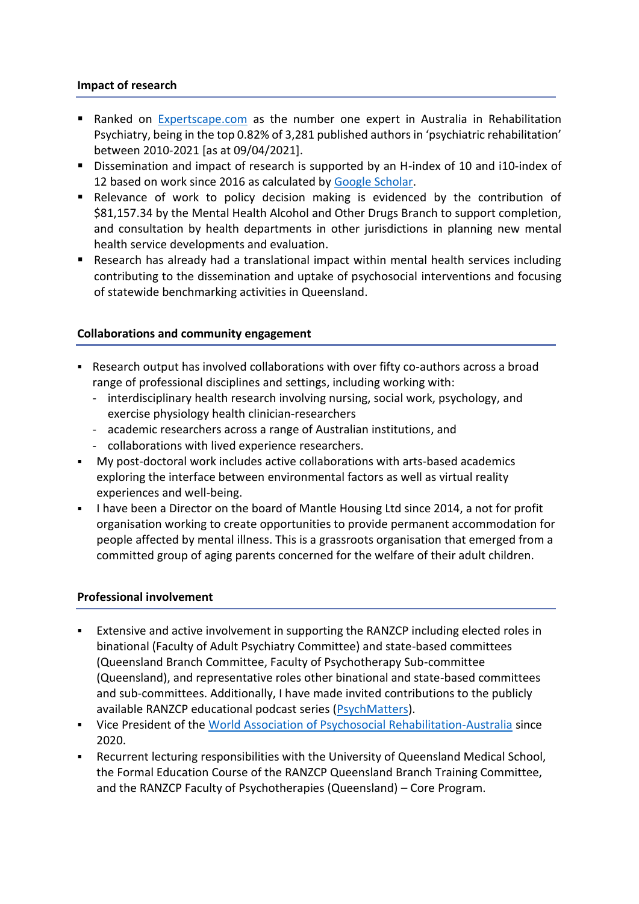### Impact of research

- Ranked on [Expertscape.com](Expertscape.com) as the number one expert in Australia in Rehabilitation Psychiatry, being in the top 0.82% of 3,281 published authors in 'psychiatric rehabilitation' between 2010-2021 [as at 09/04/2021].
- Dissemination and impact of research is supported by an H-index of 10 and i10-index of 12 based on work since 2016 as calculated by Google Scholar.
- Relevance of work to policy decision making is evidenced by the contribution of $81,157.34 by the Mental Health Alcohol and Other Drugs Branch to support completion, and consultation by health departments in other jurisdictions in planning new mental health service developments and evaluation.
- Research has already had a translational impact within mental health services including contributing to the dissemination and uptake of psychosocial interventions and focusing of statewide benchmarking activities in Queensland.

### Collaborations and community engagement

- Research output has involved collaborations with over fifty co-authors across a broad range of professional disciplines and settings, including working with:
  - interdisciplinary health research involving nursing, social work, psychology, and exercise physiology health clinician-researchers
  - academic researchers across a range of Australian institutions, and
  - collaborations with lived experience researchers.
- My post-doctoral work includes active collaborations with arts-based academics exploring the interface between environmental factors as well as virtual reality experiences and well-being.
- I have been a Director on the board of Mantle Housing Ltd since 2014, a not for profit organisation working to create opportunities to provide permanent accommodation for people affected by mental illness. This is a grassroots organisation that emerged from a committed group of aging parents concerned for the welfare of their adult children.

### Professional involvement

- Extensive and active involvement in supporting the RANZCP including elected roles in binational (Faculty of Adult Psychiatry Committee) and state-based committees (Queensland Branch Committee, Faculty of Psychotherapy Sub-committee (Queensland), and representative roles other binational and state-based committees and sub-committees. Additionally, I have made invited contributions to the publicly available RANZCP educational podcast series (PsychMatters).
- Vice President of the World Association of Psychosocial Rehabilitation-Australia since 2020.
- Recurrent lecturing responsibilities with the University of Queensland Medical School, the Formal Education Course of the RANZCP Queensland Branch Training Committee, and the RANZCP Faculty of Psychotherapies (Queensland) – Core Program.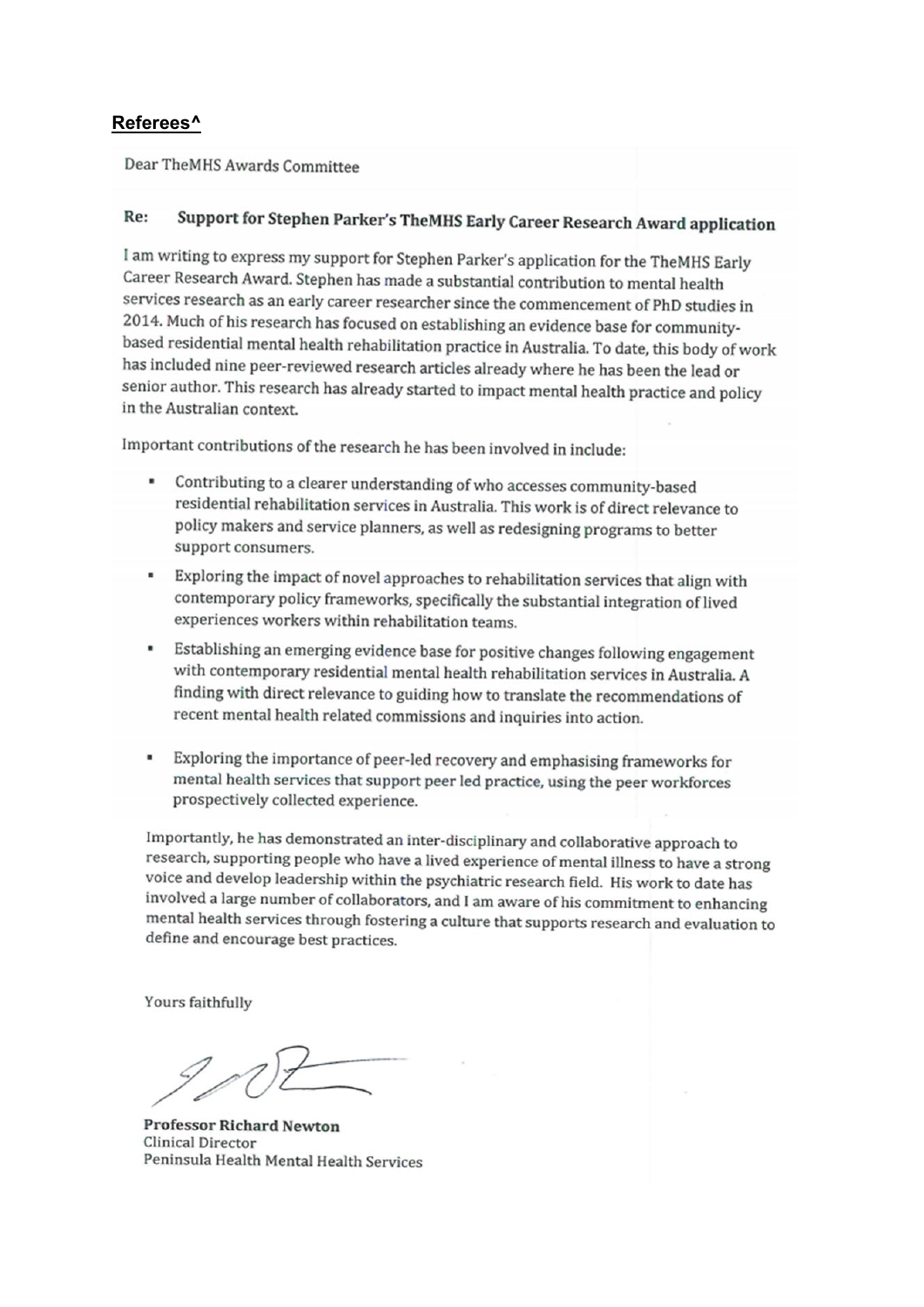**Referees^**

Dear TheMHS Awards Committee

**Re: Support for Stephen Parker's TheMHS Early Career Research Award application**

I am writing to express my support for Stephen Parker's application for the TheMHS Early Career Research Award. Stephen has made a substantial contribution to mental health services research as an early career researcher since the commencement of PhD studies in 2014. Much of his research has focused on establishing an evidence base for community-based residential mental health rehabilitation practice in Australia. To date, this body of work has included nine peer-reviewed research articles already where he has been the lead or senior author. This research has already started to impact mental health practice and policy in the Australian context.

Important contributions of the research he has been involved in include:

- Contributing to a clearer understanding of who accesses community-based residential rehabilitation services in Australia. This work is of direct relevance to policy makers and service planners, as well as redesigning programs to better support consumers.
- Exploring the impact of novel approaches to rehabilitation services that align with contemporary policy frameworks, specifically the substantial integration of lived experiences workers within rehabilitation teams.
- Establishing an emerging evidence base for positive changes following engagement with contemporary residential mental health rehabilitation services in Australia. A finding with direct relevance to guiding how to translate the recommendations of recent mental health related commissions and inquiries into action.
- Exploring the importance of peer-led recovery and emphasising frameworks for mental health services that support peer led practice, using the peer workforces prospectively collected experience.

Importantly, he has demonstrated an inter-disciplinary and collaborative approach to research, supporting people who have a lived experience of mental illness to have a strong voice and develop leadership within the psychiatric research field. His work to date has involved a large number of collaborators, and I am aware of his commitment to enhancing mental health services through fostering a culture that supports research and evaluation to define and encourage best practices.

Yours faithfully

**Professor Richard Newton**
Clinical Director
Peninsula Health Mental Health Services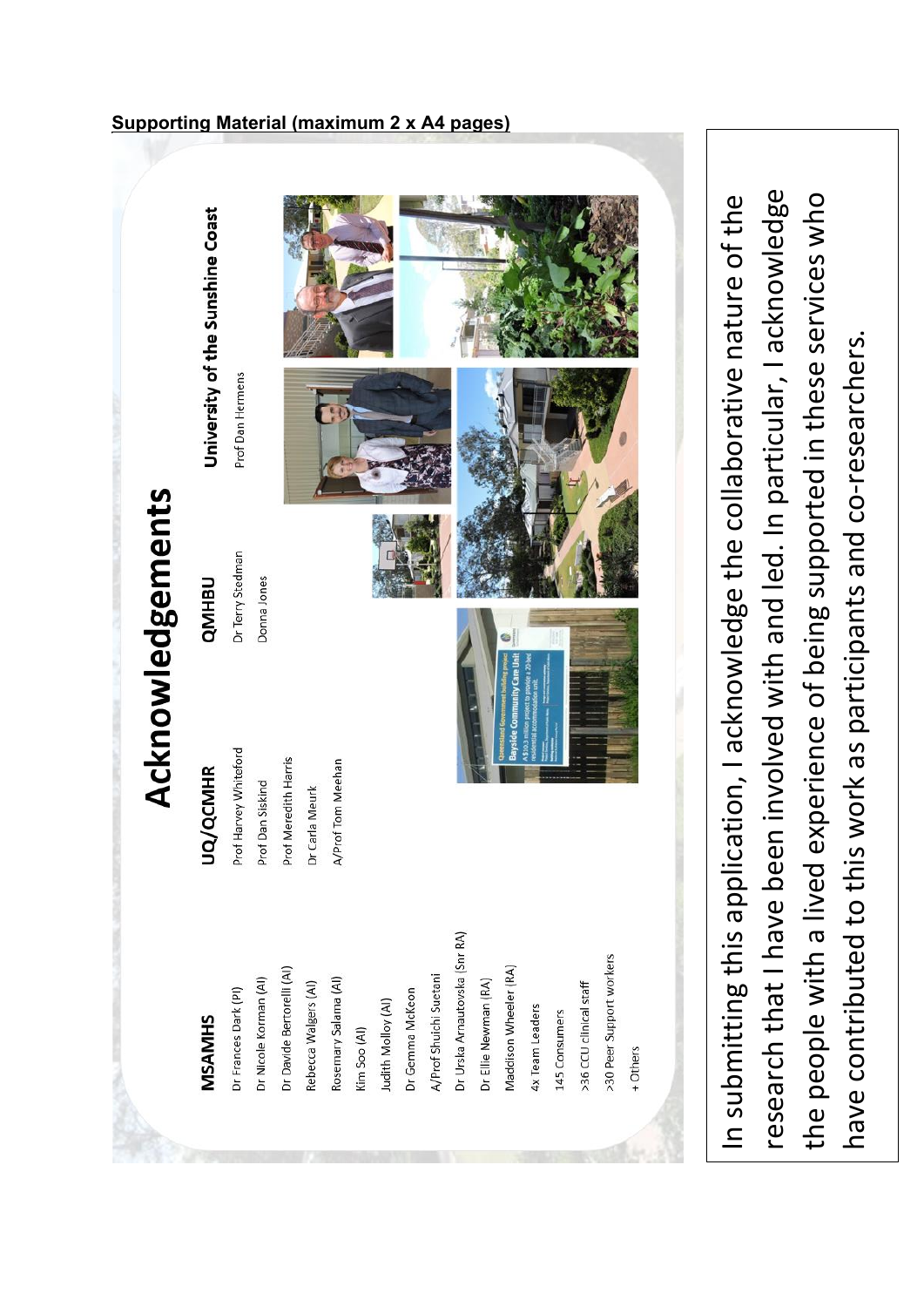## Supporting Material (maximum 2 x A4 pages)

# Acknowledgements

**MSAMHS**

Dr Frances Dark (PI)
Dr Nicole Korman (AI)
Dr Davide Bertorelli (AI)
Rebecca Walgers (AI)
Rosemary Salama (AI)
Kim Soo (AI)
Judith Molloy (AI)
Dr Gemma McKeon
A/Prof Shuichi Suetani
Dr Urska Arnautovska (Snr RA)
Dr Ellie Newman (RA)
Maddison Wheeler (RA)
4x Team Leaders
145 Consumers
>36 CCU clinical staff
>30 Peer Support workers
+ Others

**UQ/QCMHR**

Prof Harvey Whiteford
Prof Dan Siskind
Prof Meredith Harris
Dr Carla Meurk
A/Prof Tom Meehan

**QMHBU**

Dr Terry Stedman
Donna Jones

**University of the Sunshine Coast**

Prof Dan Hermens

In submitting this application, I acknowledge the collaborative nature of the research that I have been involved with and led. In particular, I acknowledge the people with a lived experience of being supported in these services who have contributed to this work as participants and co-researchers.